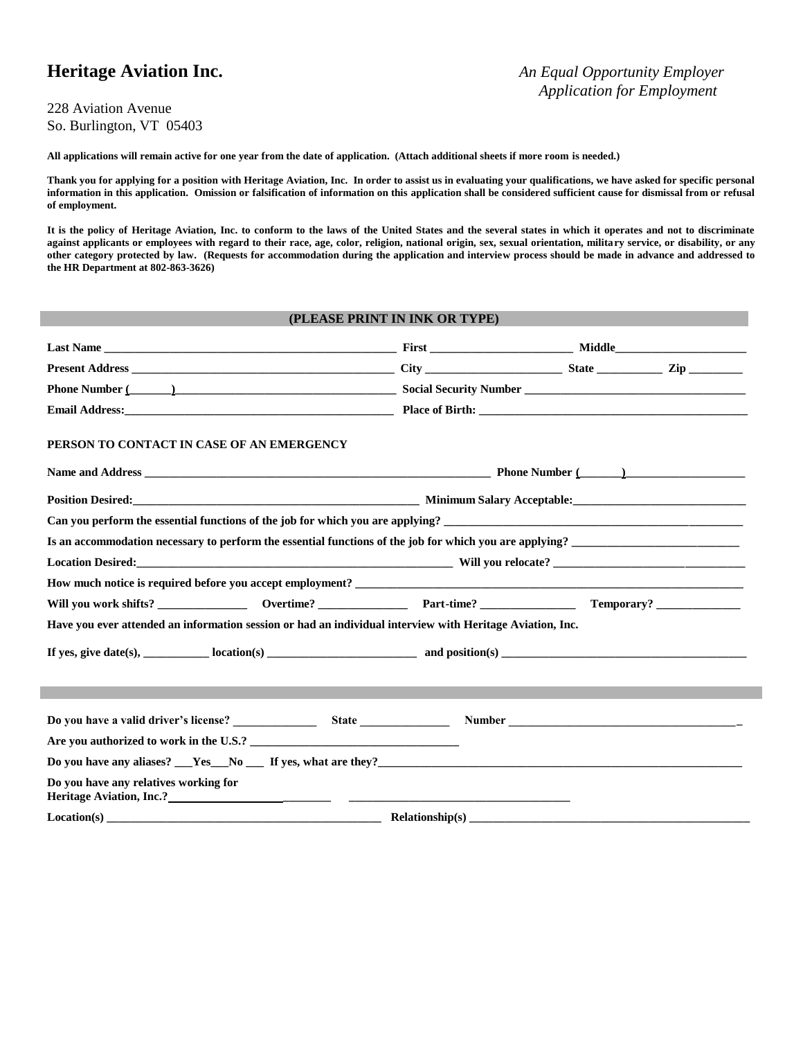# Heritage Aviation Inc.

*An Equal Opportunity Employer*
*Application for Employment*

228 Aviation Avenue
So. Burlington, VT 05403

**All applications will remain active for one year from the date of application. (Attach additional sheets if more room is needed.)**

**Thank you for applying for a position with Heritage Aviation, Inc. In order to assist us in evaluating your qualifications, we have asked for specific personal information in this application. Omission or falsification of information on this application shall be considered sufficient cause for dismissal from or refusal of employment.**

**It is the policy of Heritage Aviation, Inc. to conform to the laws of the United States and the several states in which it operates and not to discriminate against applicants or employees with regard to their race, age, color, religion, national origin, sex, sexual orientation, military service, or disability, or any other category protected by law. (Requests for accommodation during the application and interview process should be made in advance and addressed to the HR Department at 802-863-3626)**

**(PLEASE PRINT IN INK OR TYPE)**

**Last Name** ______________________________ **First** ____________________ **Middle** ____________________

**Present Address** ______________________________ **City** ____________________ **State** __________ **Zip** ________

**Phone Number (______)** ______________________________ **Social Security Number** ______________________________

**Email Address:** ______________________________ **Place of Birth:** ______________________________

**PERSON TO CONTACT IN CASE OF AN EMERGENCY**

**Name and Address** ______________________________ **Phone Number (______)** ____________________

**Position Desired:** ______________________________ **Minimum Salary Acceptable:** ______________________________

**Can you perform the essential functions of the job for which you are applying?** ______________________________

**Is an accommodation necessary to perform the essential functions of the job for which you are applying?** ____________________

**Location Desired:** ______________________________ **Will you relocate?** ______________________________

**How much notice is required before you accept employment?** ______________________________

**Will you work shifts?** ____________ **Overtime?** ____________ **Part-time?** ____________ **Temporary?** ____________

**Have you ever attended an information session or had an individual interview with Heritage Aviation, Inc.**

**If yes, give date(s),** __________ **location(s)** ____________________ **and position(s)** ______________________________

---

**Do you have a valid driver's license?** ____________ **State** ____________ **Number** ______________________________

**Are you authorized to work in the U.S.?** ______________________________

**Do you have any aliases?** ___**Yes**___**No** ___ **If yes, what are they?** ______________________________

**Do you have any relatives working for Heritage Aviation, Inc.?** ____________________ ______________________________

**Location(s)** ______________________________ **Relationship(s)** ______________________________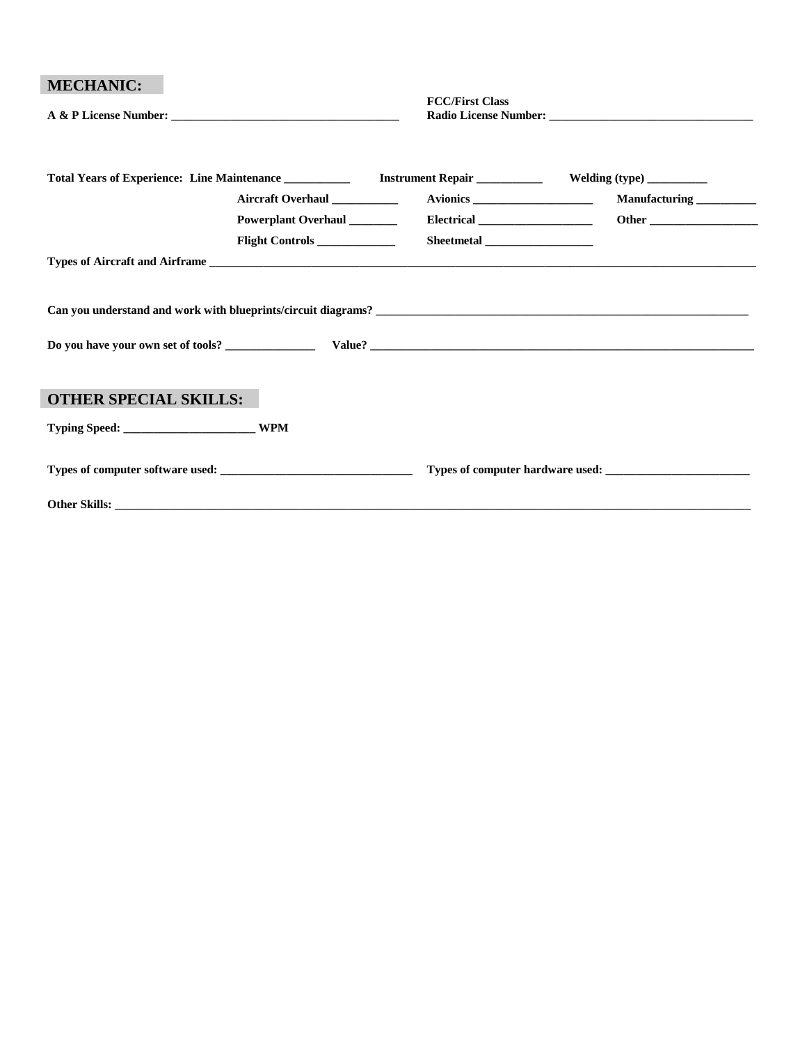## MECHANIC:

**A & P License Number:** ______________________________________

**FCC/First Class Radio License Number:** __________________________________

**Total Years of Experience:**

| | | |
|---|---|---|
| **Line Maintenance** ___________ | **Instrument Repair** ___________ | **Welding (type)** __________ |
| **Aircraft Overhaul** ___________ | **Avionics** ____________________ | **Manufacturing** __________ |
| **Powerplant Overhaul** ________ | **Electrical** ___________________ | **Other** __________________ |
| **Flight Controls** _____________ | **Sheetmetal** __________________ | |

**Types of Aircraft and Airframe** ______________________________________________________________________________

**Can you understand and work with blueprints/circuit diagrams?** _________________________________________________

**Do you have your own set of tools?** _______________ **Value?** _____________________________________________________

## OTHER SPECIAL SKILLS:

**Typing Speed:** ______________________ **WPM**

**Types of computer software used:** ________________________________ **Types of computer hardware used:** ________________________

**Other Skills:** ___________________________________________________________________________________________________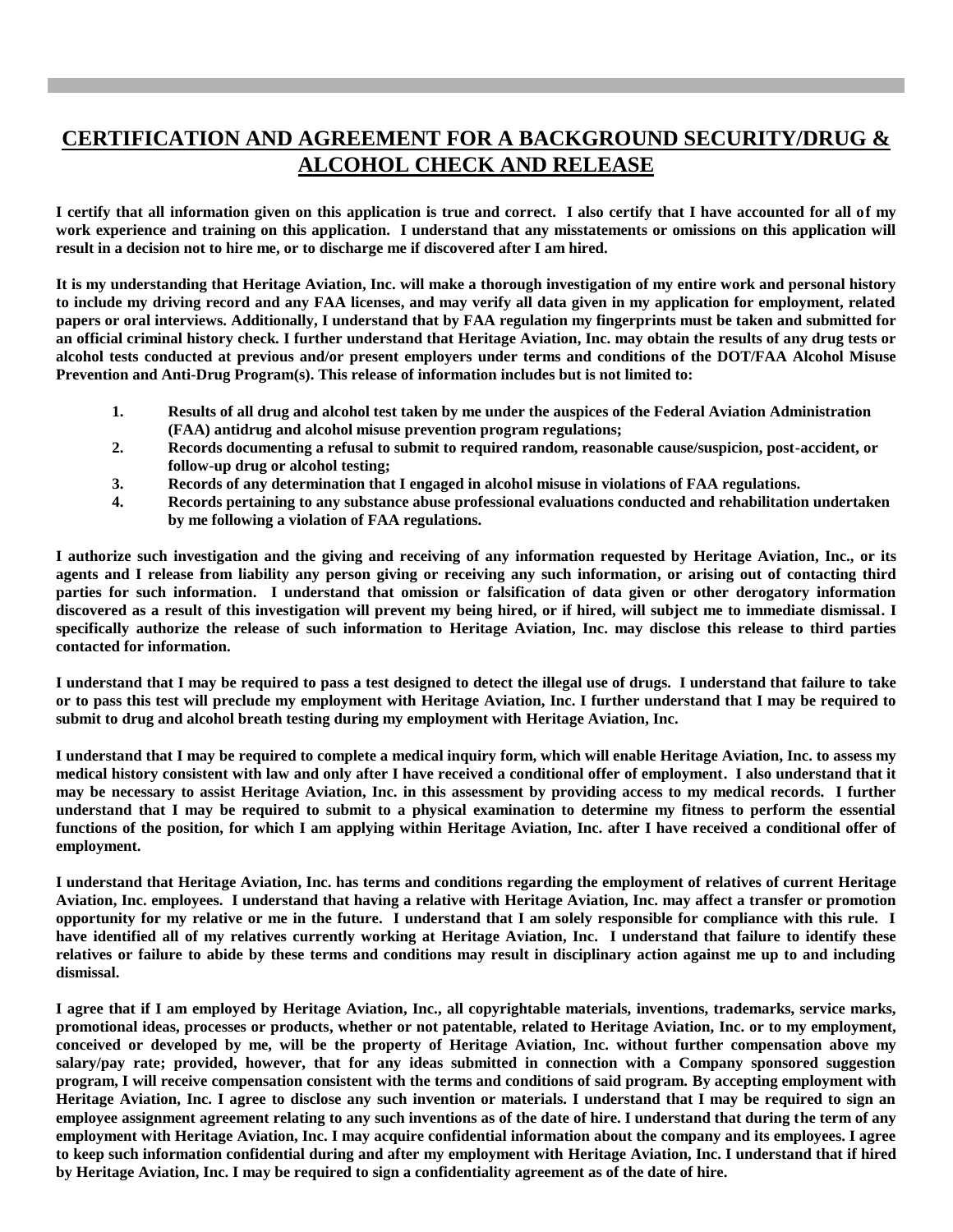# CERTIFICATION AND AGREEMENT FOR A BACKGROUND SECURITY/DRUG & ALCOHOL CHECK AND RELEASE

**I certify that all information given on this application is true and correct. I also certify that I have accounted for all of my work experience and training on this application. I understand that any misstatements or omissions on this application will result in a decision not to hire me, or to discharge me if discovered after I am hired.**

**It is my understanding that Heritage Aviation, Inc. will make a thorough investigation of my entire work and personal history to include my driving record and any FAA licenses, and may verify all data given in my application for employment, related papers or oral interviews. Additionally, I understand that by FAA regulation my fingerprints must be taken and submitted for an official criminal history check. I further understand that Heritage Aviation, Inc. may obtain the results of any drug tests or alcohol tests conducted at previous and/or present employers under terms and conditions of the DOT/FAA Alcohol Misuse Prevention and Anti-Drug Program(s). This release of information includes but is not limited to:**

1. **Results of all drug and alcohol test taken by me under the auspices of the Federal Aviation Administration (FAA) antidrug and alcohol misuse prevention program regulations;**
2. **Records documenting a refusal to submit to required random, reasonable cause/suspicion, post-accident, or follow-up drug or alcohol testing;**
3. **Records of any determination that I engaged in alcohol misuse in violations of FAA regulations.**
4. **Records pertaining to any substance abuse professional evaluations conducted and rehabilitation undertaken by me following a violation of FAA regulations.**

**I authorize such investigation and the giving and receiving of any information requested by Heritage Aviation, Inc., or its agents and I release from liability any person giving or receiving any such information, or arising out of contacting third parties for such information. I understand that omission or falsification of data given or other derogatory information discovered as a result of this investigation will prevent my being hired, or if hired, will subject me to immediate dismissal. I specifically authorize the release of such information to Heritage Aviation, Inc. may disclose this release to third parties contacted for information.**

**I understand that I may be required to pass a test designed to detect the illegal use of drugs. I understand that failure to take or to pass this test will preclude my employment with Heritage Aviation, Inc. I further understand that I may be required to submit to drug and alcohol breath testing during my employment with Heritage Aviation, Inc.**

**I understand that I may be required to complete a medical inquiry form, which will enable Heritage Aviation, Inc. to assess my medical history consistent with law and only after I have received a conditional offer of employment. I also understand that it may be necessary to assist Heritage Aviation, Inc. in this assessment by providing access to my medical records. I further understand that I may be required to submit to a physical examination to determine my fitness to perform the essential functions of the position, for which I am applying within Heritage Aviation, Inc. after I have received a conditional offer of employment.**

**I understand that Heritage Aviation, Inc. has terms and conditions regarding the employment of relatives of current Heritage Aviation, Inc. employees. I understand that having a relative with Heritage Aviation, Inc. may affect a transfer or promotion opportunity for my relative or me in the future. I understand that I am solely responsible for compliance with this rule. I have identified all of my relatives currently working at Heritage Aviation, Inc. I understand that failure to identify these relatives or failure to abide by these terms and conditions may result in disciplinary action against me up to and including dismissal.**

**I agree that if I am employed by Heritage Aviation, Inc., all copyrightable materials, inventions, trademarks, service marks, promotional ideas, processes or products, whether or not patentable, related to Heritage Aviation, Inc. or to my employment, conceived or developed by me, will be the property of Heritage Aviation, Inc. without further compensation above my salary/pay rate; provided, however, that for any ideas submitted in connection with a Company sponsored suggestion program, I will receive compensation consistent with the terms and conditions of said program. By accepting employment with Heritage Aviation, Inc. I agree to disclose any such invention or materials. I understand that I may be required to sign an employee assignment agreement relating to any such inventions as of the date of hire. I understand that during the term of any employment with Heritage Aviation, Inc. I may acquire confidential information about the company and its employees. I agree to keep such information confidential during and after my employment with Heritage Aviation, Inc. I understand that if hired by Heritage Aviation, Inc. I may be required to sign a confidentiality agreement as of the date of hire.**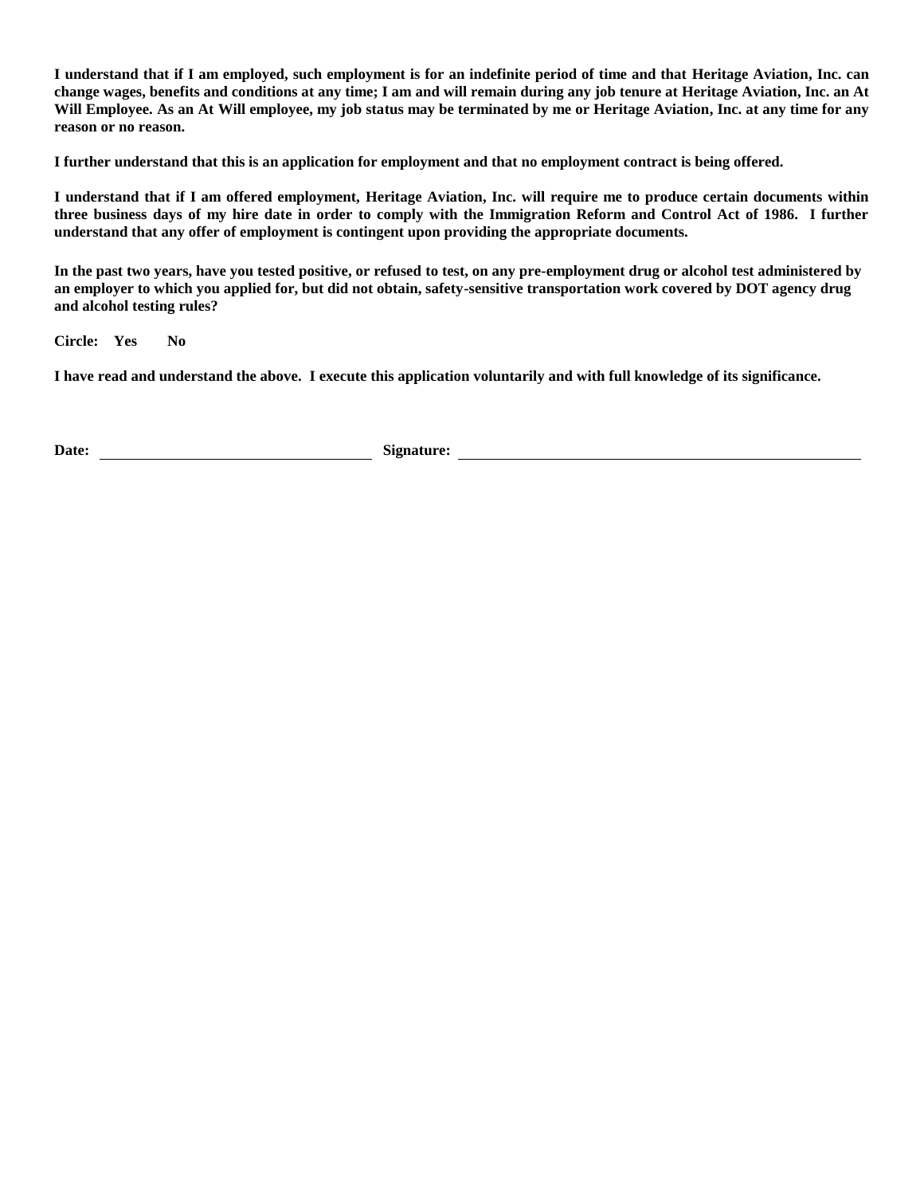**I understand that if I am employed, such employment is for an indefinite period of time and that Heritage Aviation, Inc. can change wages, benefits and conditions at any time; I am and will remain during any job tenure at Heritage Aviation, Inc. an At Will Employee. As an At Will employee, my job status may be terminated by me or Heritage Aviation, Inc. at any time for any reason or no reason.**

**I further understand that this is an application for employment and that no employment contract is being offered.**

**I understand that if I am offered employment, Heritage Aviation, Inc. will require me to produce certain documents within three business days of my hire date in order to comply with the Immigration Reform and Control Act of 1986. I further understand that any offer of employment is contingent upon providing the appropriate documents.**

**In the past two years, have you tested positive, or refused to test, on any pre-employment drug or alcohol test administered by an employer to which you applied for, but did not obtain, safety-sensitive transportation work covered by DOT agency drug and alcohol testing rules?**

**Circle: Yes No**

**I have read and understand the above. I execute this application voluntarily and with full knowledge of its significance.**

**Date:** ______________________ **Signature:** ______________________________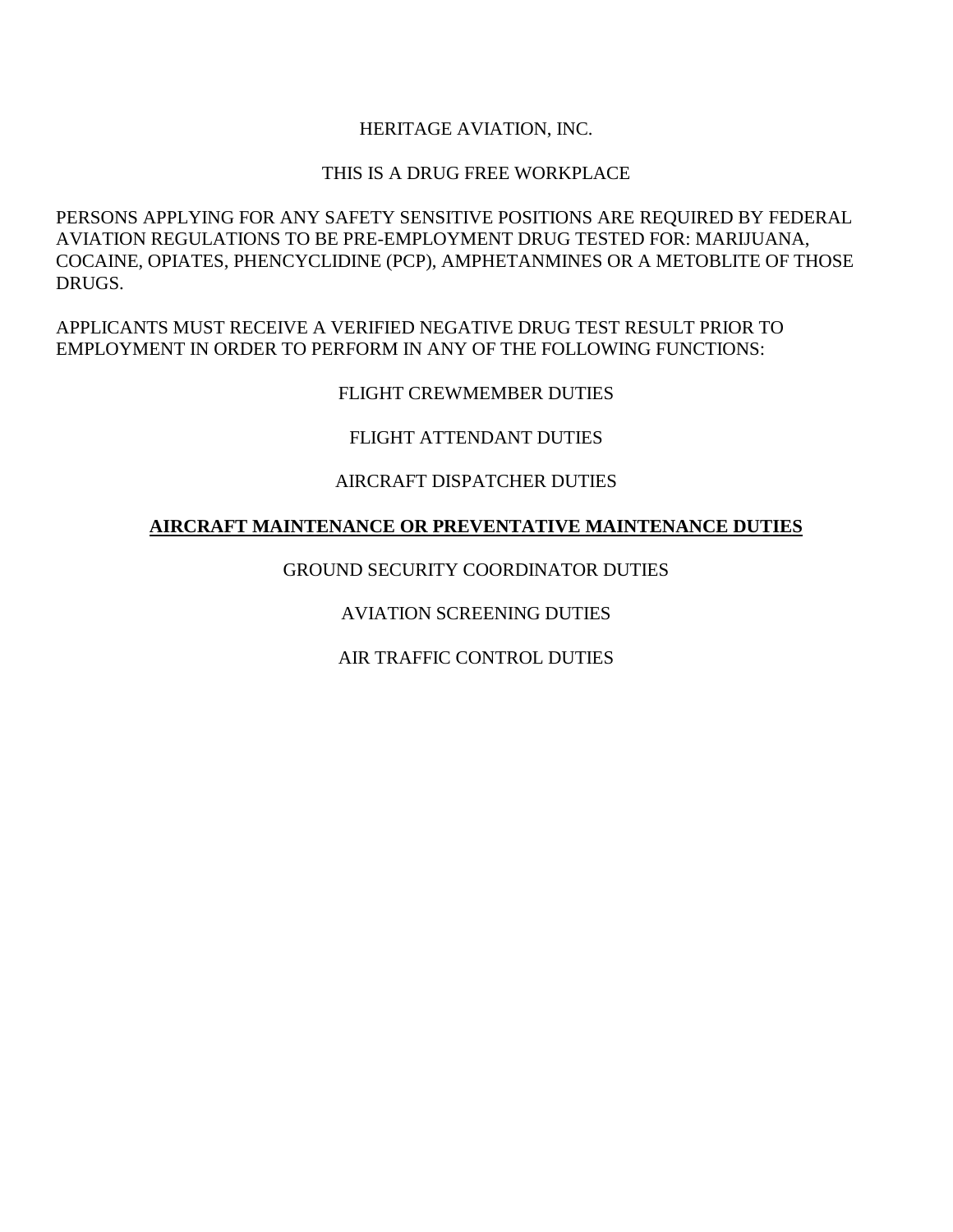HERITAGE AVIATION, INC.

THIS IS A DRUG FREE WORKPLACE

PERSONS APPLYING FOR ANY SAFETY SENSITIVE POSITIONS ARE REQUIRED BY FEDERAL AVIATION REGULATIONS TO BE PRE-EMPLOYMENT DRUG TESTED FOR: MARIJUANA, COCAINE, OPIATES, PHENCYCLIDINE (PCP), AMPHETANMINES OR A METOBLITE OF THOSE DRUGS.

APPLICANTS MUST RECEIVE A VERIFIED NEGATIVE DRUG TEST RESULT PRIOR TO EMPLOYMENT IN ORDER TO PERFORM IN ANY OF THE FOLLOWING FUNCTIONS:

FLIGHT CREWMEMBER DUTIES

FLIGHT ATTENDANT DUTIES

AIRCRAFT DISPATCHER DUTIES

**<u>AIRCRAFT MAINTENANCE OR PREVENTATIVE MAINTENANCE DUTIES</u>**

GROUND SECURITY COORDINATOR DUTIES

AVIATION SCREENING DUTIES

AIR TRAFFIC CONTROL DUTIES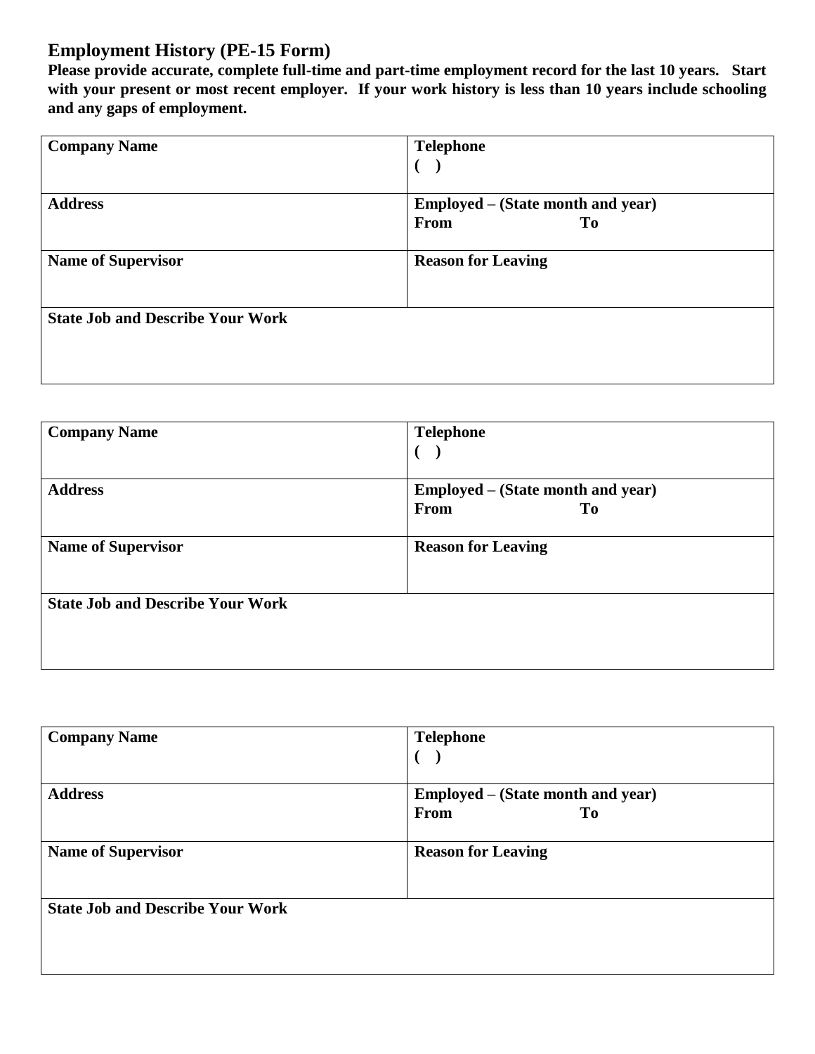## Employment History (PE-15 Form)

**Please provide accurate, complete full-time and part-time employment record for the last 10 years. Start with your present or most recent employer. If your work history is less than 10 years include schooling and any gaps of employment.**

| **Company Name** | **Telephone**<br>**( )** |
|---|---|
| **Address** | **Employed – (State month and year)**<br>**From** **To** |
| **Name of Supervisor** | **Reason for Leaving** |
| **State Job and Describe Your Work** | |

| **Company Name** | **Telephone**<br>**( )** |
|---|---|
| **Address** | **Employed – (State month and year)**<br>**From** **To** |
| **Name of Supervisor** | **Reason for Leaving** |
| **State Job and Describe Your Work** | |

| **Company Name** | **Telephone**<br>**( )** |
|---|---|
| **Address** | **Employed – (State month and year)**<br>**From** **To** |
| **Name of Supervisor** | **Reason for Leaving** |
| **State Job and Describe Your Work** | |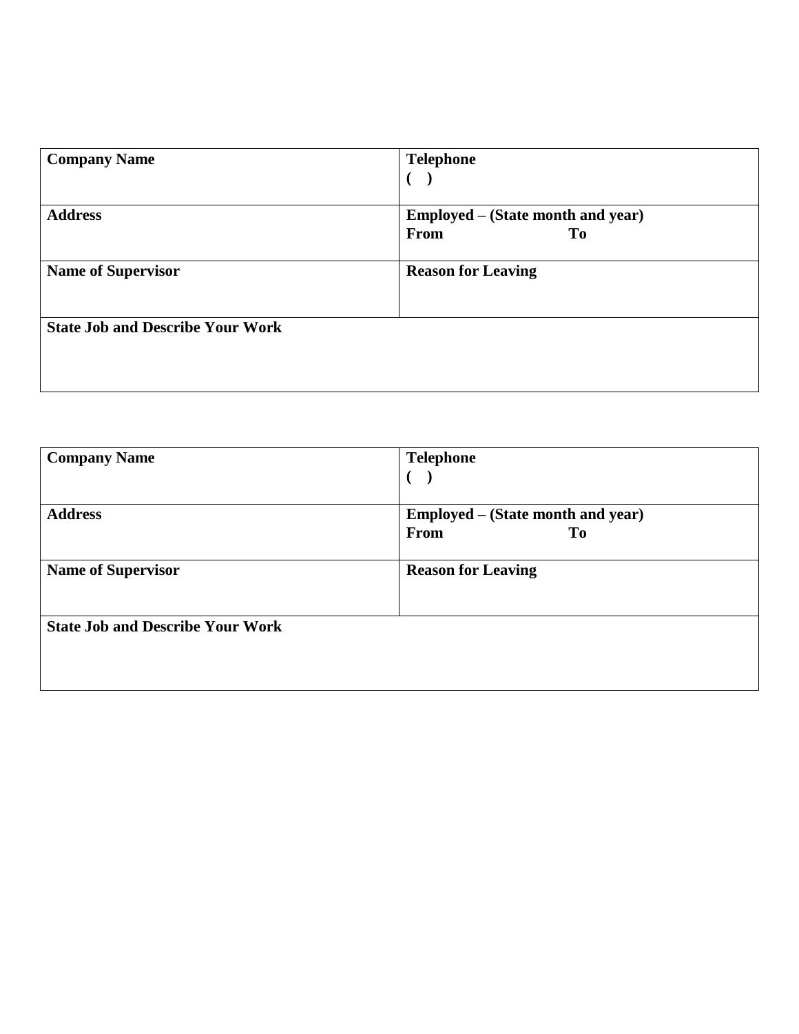| | |
|---|---|
| **Company Name** | **Telephone**<br>**( )** |
| **Address** | **Employed – (State month and year)**<br>**From To** |
| **Name of Supervisor** | **Reason for Leaving** |
| **State Job and Describe Your Work** | |

| | |
|---|---|
| **Company Name** | **Telephone**<br>**( )** |
| **Address** | **Employed – (State month and year)**<br>**From To** |
| **Name of Supervisor** | **Reason for Leaving** |
| **State Job and Describe Your Work** | |